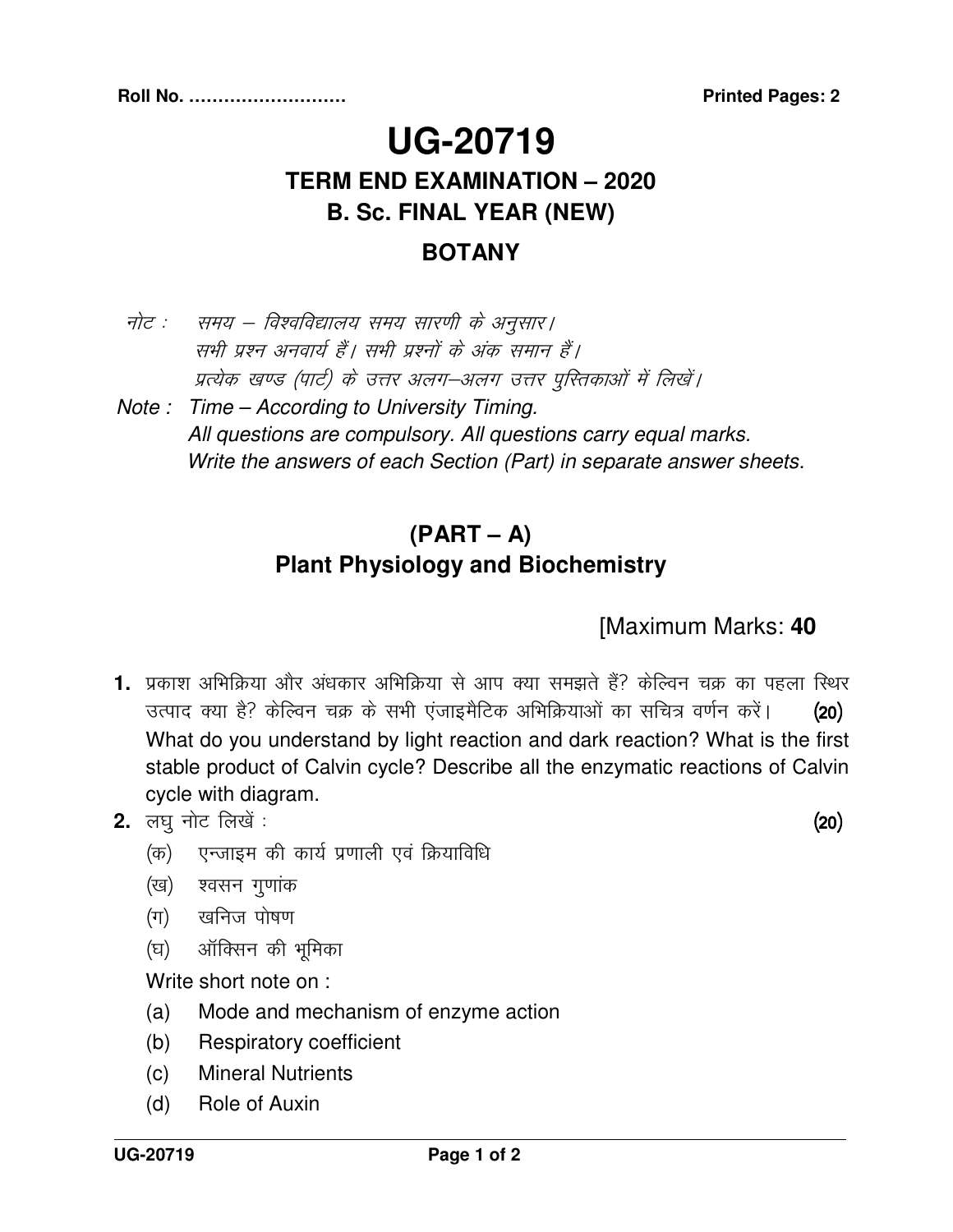**Roll No. ………………………** **Printed Pages: 2**

# UG-20719

## TERM END EXAMINATION – 2020

## B. Sc. FINAL YEAR (NEW)

## BOTANY

*नोट : समय – विश्वविद्यालय समय सारणी के अनुसार।*
*सभी प्रश्न अनवार्य हैं। सभी प्रश्नों के अंक समान हैं।*
*प्रत्येक खण्ड (पार्ट) के उत्तर अलग–अलग उत्तर पुस्तिकाओं में लिखें।*

*Note : Time – According to University Timing.*
*All questions are compulsory. All questions carry equal marks.*
*Write the answers of each Section (Part) in separate answer sheets.*

## (PART – A)
## Plant Physiology and Biochemistry

[Maximum Marks: **40**

**1.** प्रकाश अभिक्रिया और अंधकार अभिक्रिया से आप क्या समझते हैं? केल्विन चक्र का पहला स्थिर उत्पाद क्या है? केल्विन चक्र के सभी एंजाइमैटिक अभिक्रियाओं का सचित्र वर्णन करें। **(20)**

What do you understand by light reaction and dark reaction? What is the first stable product of Calvin cycle? Describe all the enzymatic reactions of Calvin cycle with diagram.

**2.** लघु नोट लिखें : **(20)**

(क) एन्जाइम की कार्य प्रणाली एवं क्रियाविधि

(ख) श्वसन गुणांक

(ग) खनिज पोषण

(घ) ऑक्सिन की भूमिका

Write short note on :

(a) Mode and mechanism of enzyme action

(b) Respiratory coefficient

(c) Mineral Nutrients

(d) Role of Auxin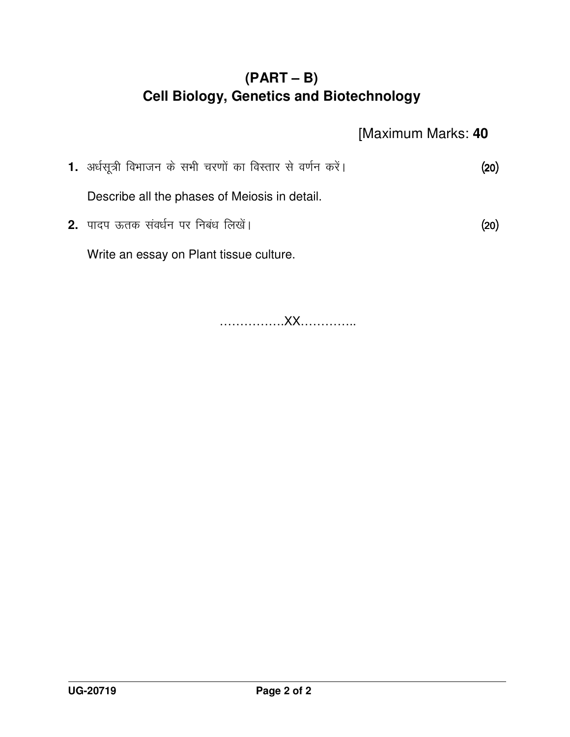## (PART – B)
## Cell Biology, Genetics and Biotechnology

[Maximum Marks: **40**

**1.** अर्धसूत्री विभाजन के सभी चरणों का विस्तार से वर्णन करें। (20)

Describe all the phases of Meiosis in detail.

**2.** पादप ऊतक संवर्धन पर निबंध लिखें। (20)

Write an essay on Plant tissue culture.

…………….XX…………..